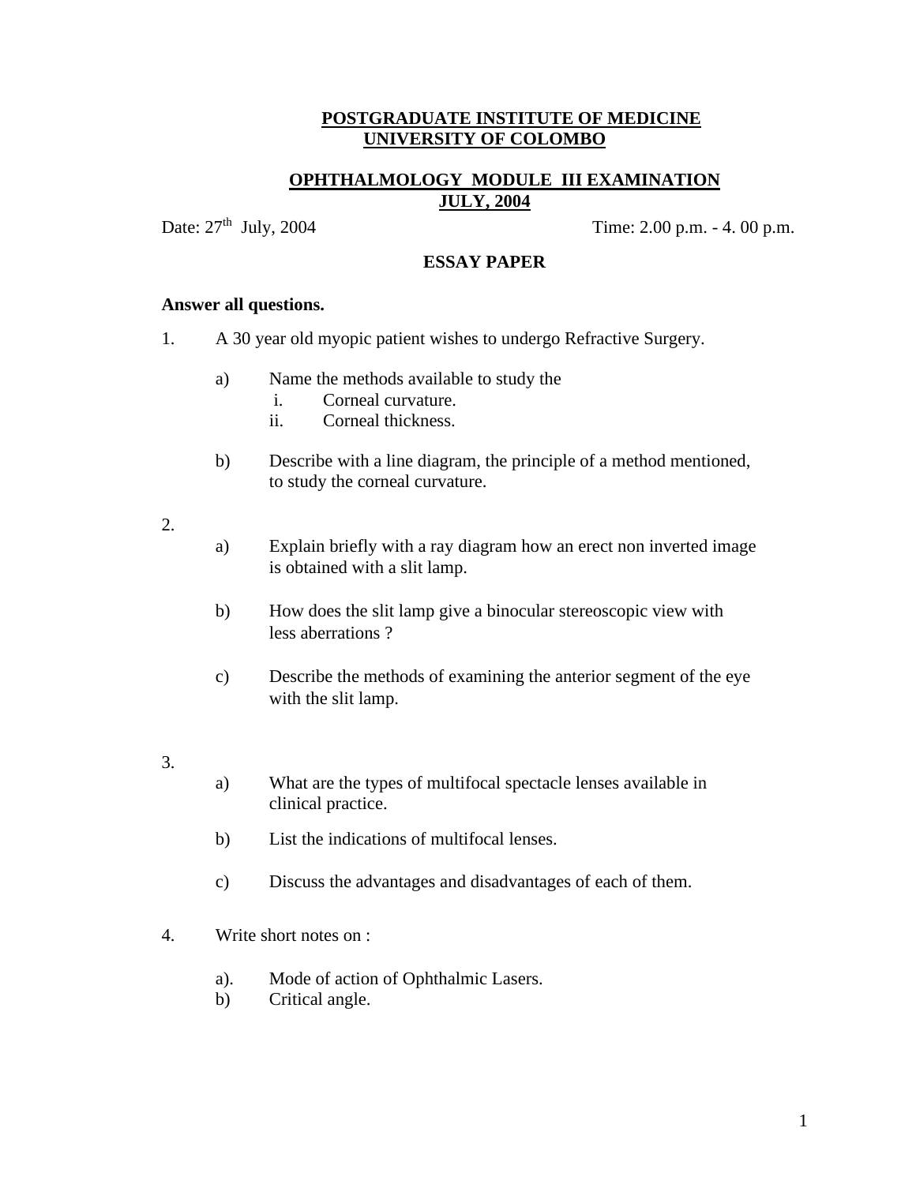# POSTGRADUATE INSTITUTE OF MEDICINE
# UNIVERSITY OF COLOMBO

## OPHTHALMOLOGY MODULE III EXAMINATION
## JULY, 2004

Date: 27th July, 2004 Time: 2.00 p.m. - 4. 00 p.m.

### ESSAY PAPER

**Answer all questions.**

1. A 30 year old myopic patient wishes to undergo Refractive Surgery.

   a) Name the methods available to study the
      i. Corneal curvature.
      ii. Corneal thickness.

   b) Describe with a line diagram, the principle of a method mentioned, to study the corneal curvature.

2.
   a) Explain briefly with a ray diagram how an erect non inverted image is obtained with a slit lamp.

   b) How does the slit lamp give a binocular stereoscopic view with less aberrations ?

   c) Describe the methods of examining the anterior segment of the eye with the slit lamp.

3.
   a) What are the types of multifocal spectacle lenses available in clinical practice.

   b) List the indications of multifocal lenses.

   c) Discuss the advantages and disadvantages of each of them.

4. Write short notes on :

   a). Mode of action of Ophthalmic Lasers.
   b) Critical angle.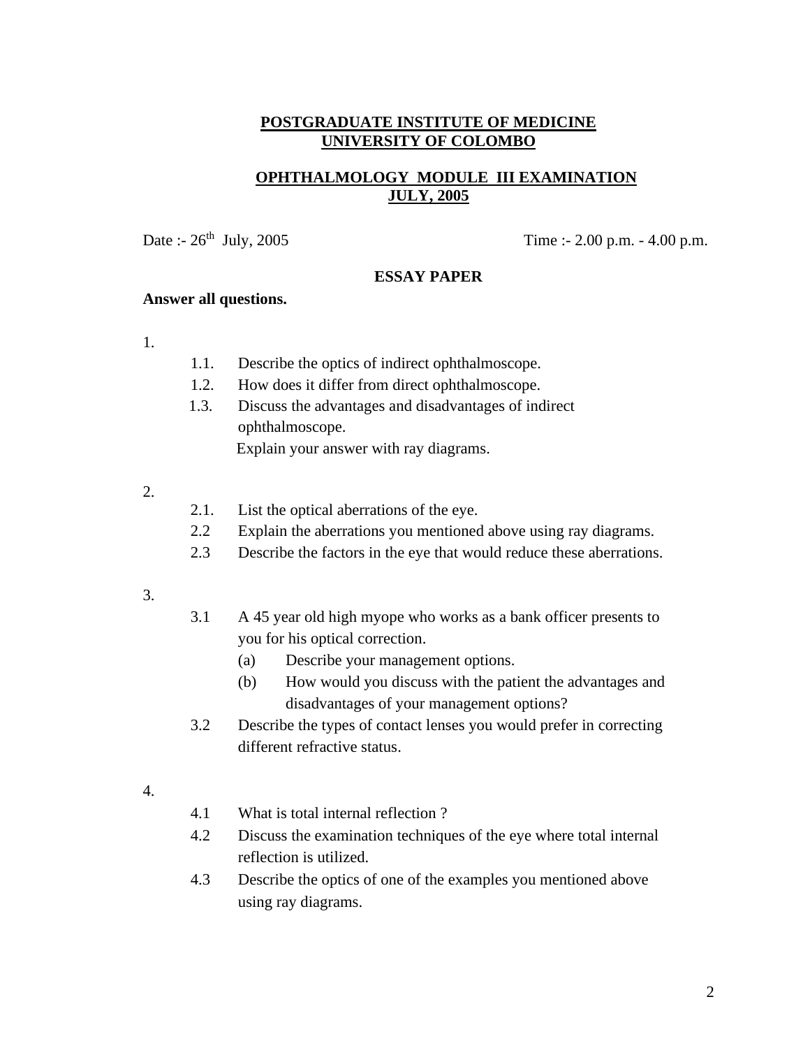# POSTGRADUATE INSTITUTE OF MEDICINE
# UNIVERSITY OF COLOMBO

## OPHTHALMOLOGY MODULE III EXAMINATION
## JULY, 2005

Date :- 26th July, 2005 Time :- 2.00 p.m. - 4.00 p.m.

### ESSAY PAPER

**Answer all questions.**

1.

1.1. Describe the optics of indirect ophthalmoscope.

1.2. How does it differ from direct ophthalmoscope.

1.3. Discuss the advantages and disadvantages of indirect ophthalmoscope.

Explain your answer with ray diagrams.

2.

2.1. List the optical aberrations of the eye.

2.2 Explain the aberrations you mentioned above using ray diagrams.

2.3 Describe the factors in the eye that would reduce these aberrations.

3.

3.1 A 45 year old high myope who works as a bank officer presents to you for his optical correction.

(a) Describe your management options.

(b) How would you discuss with the patient the advantages and disadvantages of your management options?

3.2 Describe the types of contact lenses you would prefer in correcting different refractive status.

4.

4.1 What is total internal reflection ?

4.2 Discuss the examination techniques of the eye where total internal reflection is utilized.

4.3 Describe the optics of one of the examples you mentioned above using ray diagrams.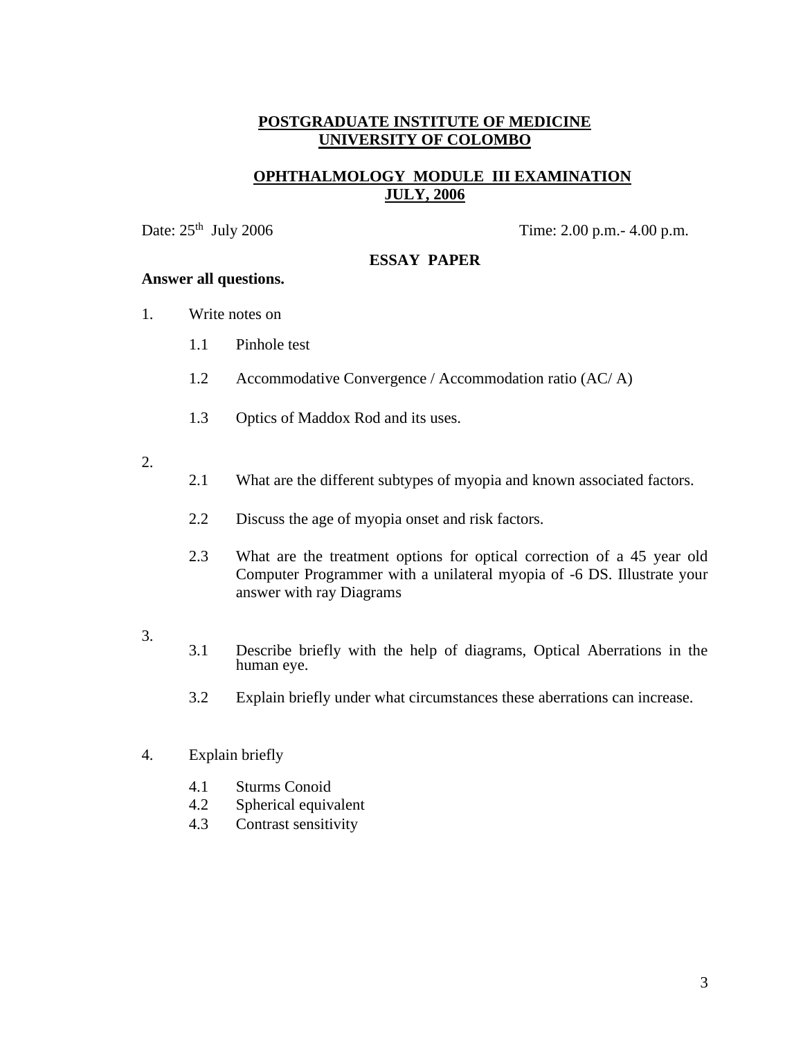**POSTGRADUATE INSTITUTE OF MEDICINE**
**UNIVERSITY OF COLOMBO**

**OPHTHALMOLOGY MODULE III EXAMINATION**
**JULY, 2006**

Date: 25th July 2006 Time: 2.00 p.m.- 4.00 p.m.

**ESSAY PAPER**

**Answer all questions.**

1. Write notes on

   1.1 Pinhole test

   1.2 Accommodative Convergence / Accommodation ratio (AC/ A)

   1.3 Optics of Maddox Rod and its uses.

2.

   2.1 What are the different subtypes of myopia and known associated factors.

   2.2 Discuss the age of myopia onset and risk factors.

   2.3 What are the treatment options for optical correction of a 45 year old Computer Programmer with a unilateral myopia of -6 DS. Illustrate your answer with ray Diagrams

3.

   3.1 Describe briefly with the help of diagrams, Optical Aberrations in the human eye.

   3.2 Explain briefly under what circumstances these aberrations can increase.

4. Explain briefly

   4.1 Sturms Conoid
   4.2 Spherical equivalent
   4.3 Contrast sensitivity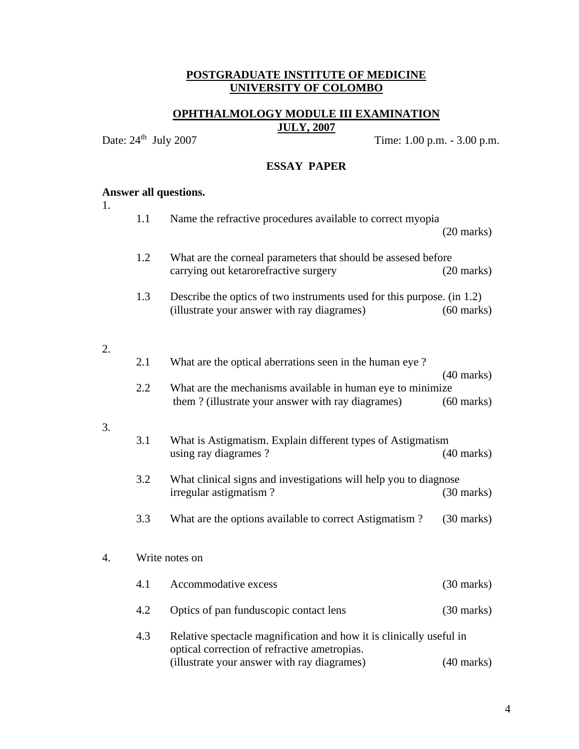**POSTGRADUATE INSTITUTE OF MEDICINE**
**UNIVERSITY OF COLOMBO**

**OPHTHALMOLOGY MODULE III EXAMINATION**
**JULY, 2007**

Date: 24th July 2007 Time: 1.00 p.m. - 3.00 p.m.

**ESSAY PAPER**

**Answer all questions.**

1.

1.1 Name the refractive procedures available to correct myopia (20 marks)

1.2 What are the corneal parameters that should be assesed before carrying out ketarorefractive surgery (20 marks)

1.3 Describe the optics of two instruments used for this purpose. (in 1.2) (illustrate your answer with ray diagrames) (60 marks)

2.

2.1 What are the optical aberrations seen in the human eye ? (40 marks)

2.2 What are the mechanisms available in human eye to minimize them ? (illustrate your answer with ray diagrames) (60 marks)

3.

3.1 What is Astigmatism. Explain different types of Astigmatism using ray diagrames ? (40 marks)

3.2 What clinical signs and investigations will help you to diagnose irregular astigmatism ? (30 marks)

3.3 What are the options available to correct Astigmatism ? (30 marks)

4. Write notes on

4.1 Accommodative excess (30 marks)

4.2 Optics of pan funduscopic contact lens (30 marks)

4.3 Relative spectacle magnification and how it is clinically useful in optical correction of refractive ametropias. (illustrate your answer with ray diagrames) (40 marks)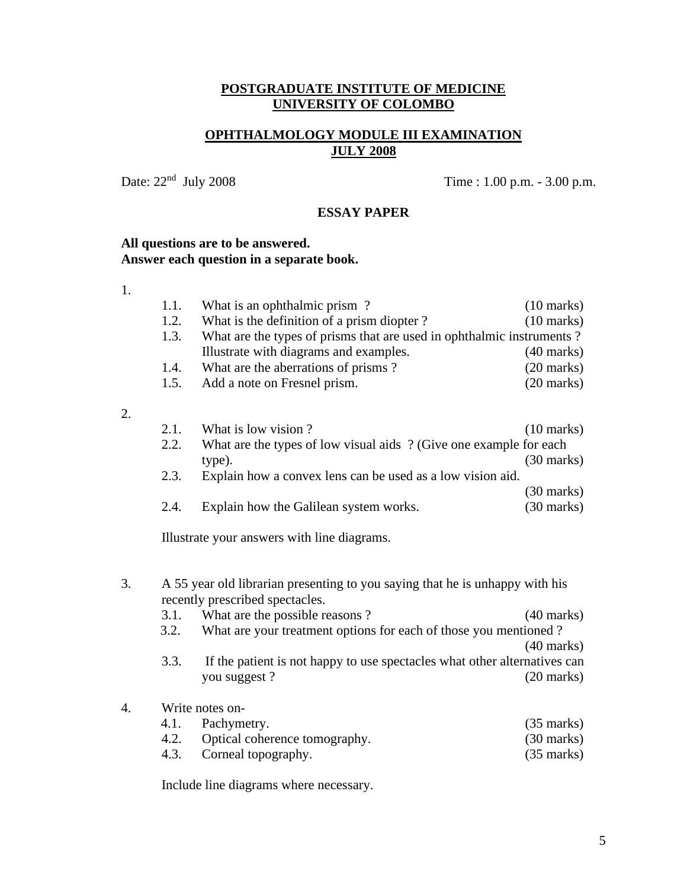**POSTGRADUATE INSTITUTE OF MEDICINE**
**UNIVERSITY OF COLOMBO**

**OPHTHALMOLOGY MODULE III EXAMINATION**
**JULY 2008**

Date: 22nd July 2008 Time : 1.00 p.m. - 3.00 p.m.

**ESSAY PAPER**

**All questions are to be answered.**
**Answer each question in a separate book.**

1.

1.1. What is an ophthalmic prism ? (10 marks)
1.2. What is the definition of a prism diopter ? (10 marks)
1.3. What are the types of prisms that are used in ophthalmic instruments ? Illustrate with diagrams and examples. (40 marks)
1.4. What are the aberrations of prisms ? (20 marks)
1.5. Add a note on Fresnel prism. (20 marks)

2.

2.1. What is low vision ? (10 marks)
2.2. What are the types of low visual aids ? (Give one example for each type). (30 marks)
2.3. Explain how a convex lens can be used as a low vision aid. (30 marks)
2.4. Explain how the Galilean system works. (30 marks)

Illustrate your answers with line diagrams.

3. A 55 year old librarian presenting to you saying that he is unhappy with his recently prescribed spectacles.

3.1. What are the possible reasons ? (40 marks)
3.2. What are your treatment options for each of those you mentioned ? (40 marks)
3.3. If the patient is not happy to use spectacles what other alternatives can you suggest ? (20 marks)

4. Write notes on-

4.1. Pachymetry. (35 marks)
4.2. Optical coherence tomography. (30 marks)
4.3. Corneal topography. (35 marks)

Include line diagrams where necessary.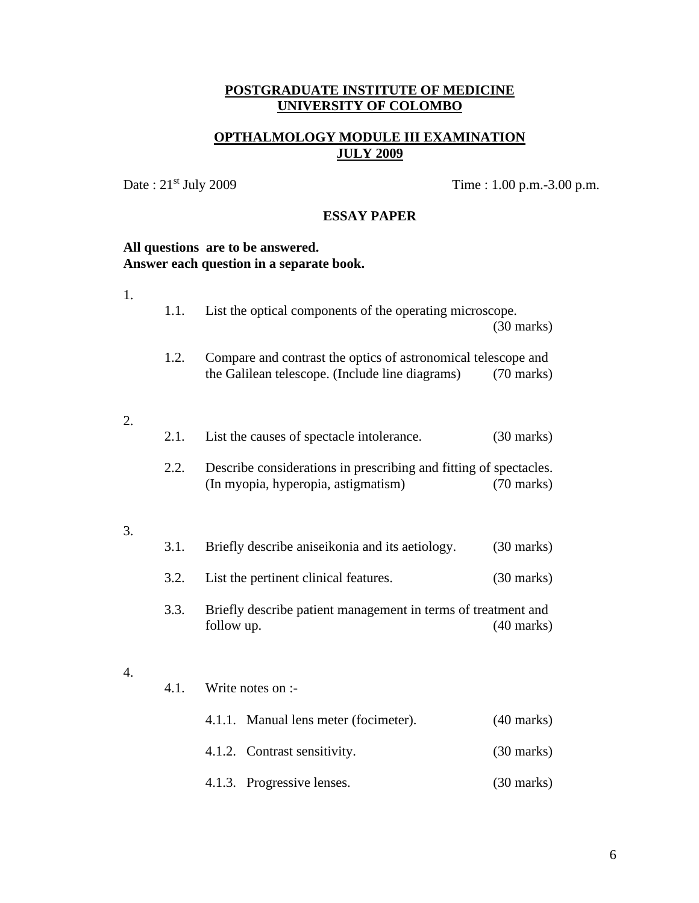**POSTGRADUATE INSTITUTE OF MEDICINE**
**UNIVERSITY OF COLOMBO**

**OPTHALMOLOGY MODULE III EXAMINATION**
**JULY 2009**

Date : 21st July 2009 Time : 1.00 p.m.-3.00 p.m.

**ESSAY PAPER**

**All questions are to be answered.**
**Answer each question in a separate book.**

1.

1.1. List the optical components of the operating microscope. (30 marks)

1.2. Compare and contrast the optics of astronomical telescope and the Galilean telescope. (Include line diagrams) (70 marks)

2.

2.1. List the causes of spectacle intolerance. (30 marks)

2.2. Describe considerations in prescribing and fitting of spectacles. (In myopia, hyperopia, astigmatism) (70 marks)

3.

3.1. Briefly describe aniseikonia and its aetiology. (30 marks)

3.2. List the pertinent clinical features. (30 marks)

3.3. Briefly describe patient management in terms of treatment and follow up. (40 marks)

4.

4.1. Write notes on :-

4.1.1. Manual lens meter (focimeter). (40 marks)

4.1.2. Contrast sensitivity. (30 marks)

4.1.3. Progressive lenses. (30 marks)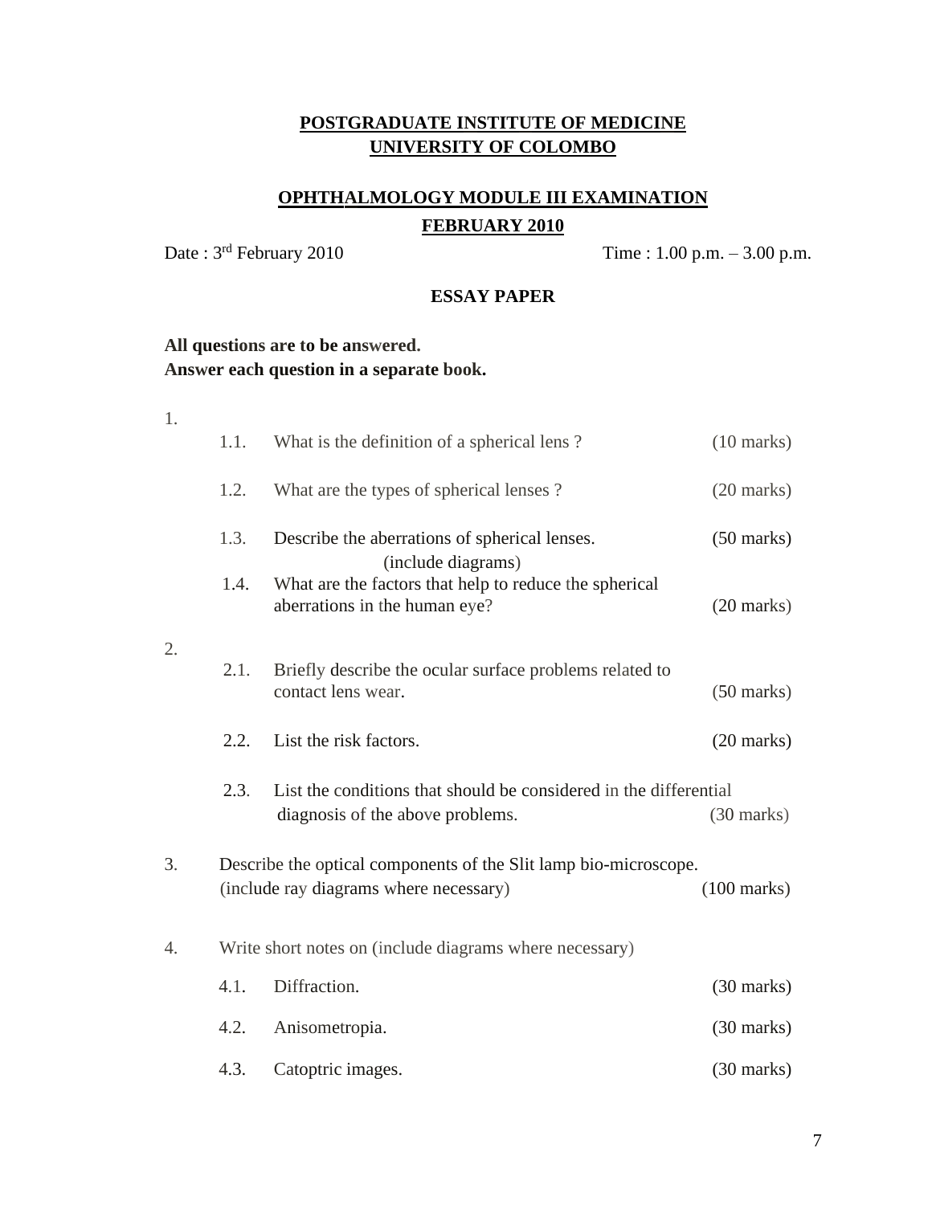**POSTGRADUATE INSTITUTE OF MEDICINE**
**UNIVERSITY OF COLOMBO**

**OPHTHALMOLOGY MODULE III EXAMINATION**
**FEBRUARY 2010**

Date : 3rd February 2010 Time : 1.00 p.m. – 3.00 p.m.

**ESSAY PAPER**

**All questions are to be answered.**
**Answer each question in a separate book.**

1.

1.1. What is the definition of a spherical lens ? (10 marks)

1.2. What are the types of spherical lenses ? (20 marks)

1.3. Describe the aberrations of spherical lenses. (include diagrams) (50 marks)

1.4. What are the factors that help to reduce the spherical aberrations in the human eye? (20 marks)

2.

2.1. Briefly describe the ocular surface problems related to contact lens wear. (50 marks)

2.2. List the risk factors. (20 marks)

2.3. List the conditions that should be considered in the differential diagnosis of the above problems. (30 marks)

3. Describe the optical components of the Slit lamp bio-microscope. (include ray diagrams where necessary) (100 marks)

4. Write short notes on (include diagrams where necessary)

4.1. Diffraction. (30 marks)

4.2. Anisometropia. (30 marks)

4.3. Catoptric images. (30 marks)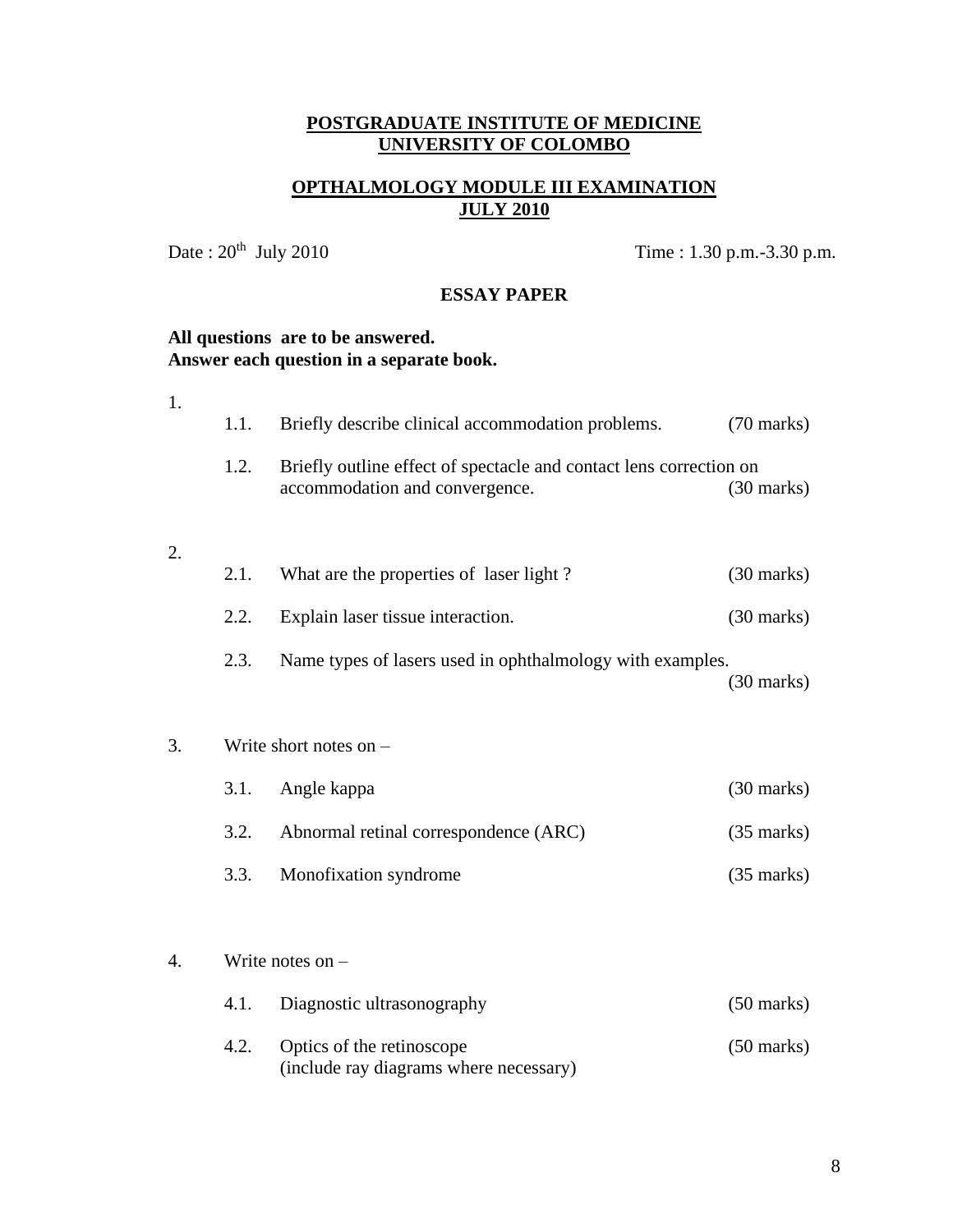**POSTGRADUATE INSTITUTE OF MEDICINE**
**UNIVERSITY OF COLOMBO**

**OPTHALMOLOGY MODULE III EXAMINATION**
**JULY 2010**

Date : 20th July 2010 Time : 1.30 p.m.-3.30 p.m.

**ESSAY PAPER**

**All questions are to be answered.**
**Answer each question in a separate book.**

1.
   - 1.1. Briefly describe clinical accommodation problems. (70 marks)
   - 1.2. Briefly outline effect of spectacle and contact lens correction on accommodation and convergence. (30 marks)

2.
   - 2.1. What are the properties of laser light ? (30 marks)
   - 2.2. Explain laser tissue interaction. (30 marks)
   - 2.3. Name types of lasers used in ophthalmology with examples. (30 marks)

3. Write short notes on –
   - 3.1. Angle kappa (30 marks)
   - 3.2. Abnormal retinal correspondence (ARC) (35 marks)
   - 3.3. Monofixation syndrome (35 marks)

4. Write notes on –
   - 4.1. Diagnostic ultrasonography (50 marks)
   - 4.2. Optics of the retinoscope (include ray diagrams where necessary) (50 marks)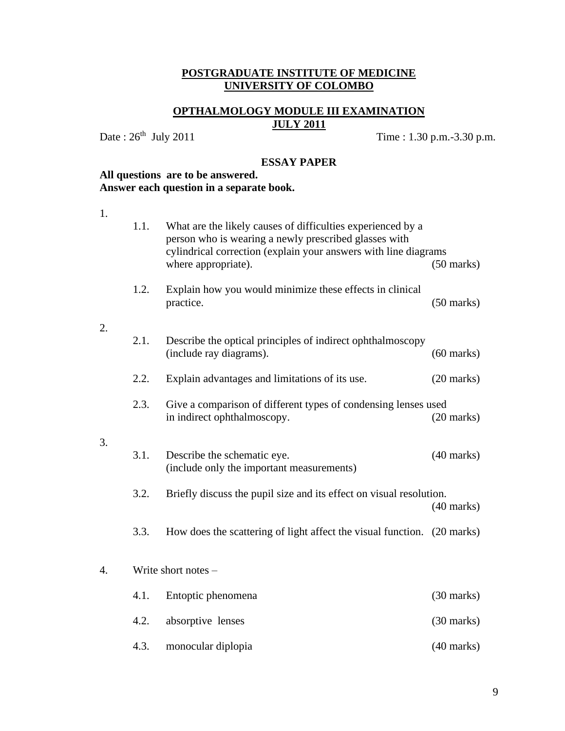**POSTGRADUATE INSTITUTE OF MEDICINE**
**UNIVERSITY OF COLOMBO**

**OPTHALMOLOGY MODULE III EXAMINATION**
**JULY 2011**

Date : 26th July 2011 Time : 1.30 p.m.-3.30 p.m.

**ESSAY PAPER**

**All questions are to be answered.**
**Answer each question in a separate book.**

1.

1.1. What are the likely causes of difficulties experienced by a person who is wearing a newly prescribed glasses with cylindrical correction (explain your answers with line diagrams where appropriate). (50 marks)

1.2. Explain how you would minimize these effects in clinical practice. (50 marks)

2.

2.1. Describe the optical principles of indirect ophthalmoscopy (include ray diagrams). (60 marks)

2.2. Explain advantages and limitations of its use. (20 marks)

2.3. Give a comparison of different types of condensing lenses used in indirect ophthalmoscopy. (20 marks)

3.

3.1. Describe the schematic eye. (40 marks)
(include only the important measurements)

3.2. Briefly discuss the pupil size and its effect on visual resolution. (40 marks)

3.3. How does the scattering of light affect the visual function. (20 marks)

4. Write short notes –

4.1. Entoptic phenomena (30 marks)

4.2. absorptive lenses (30 marks)

4.3. monocular diplopia (40 marks)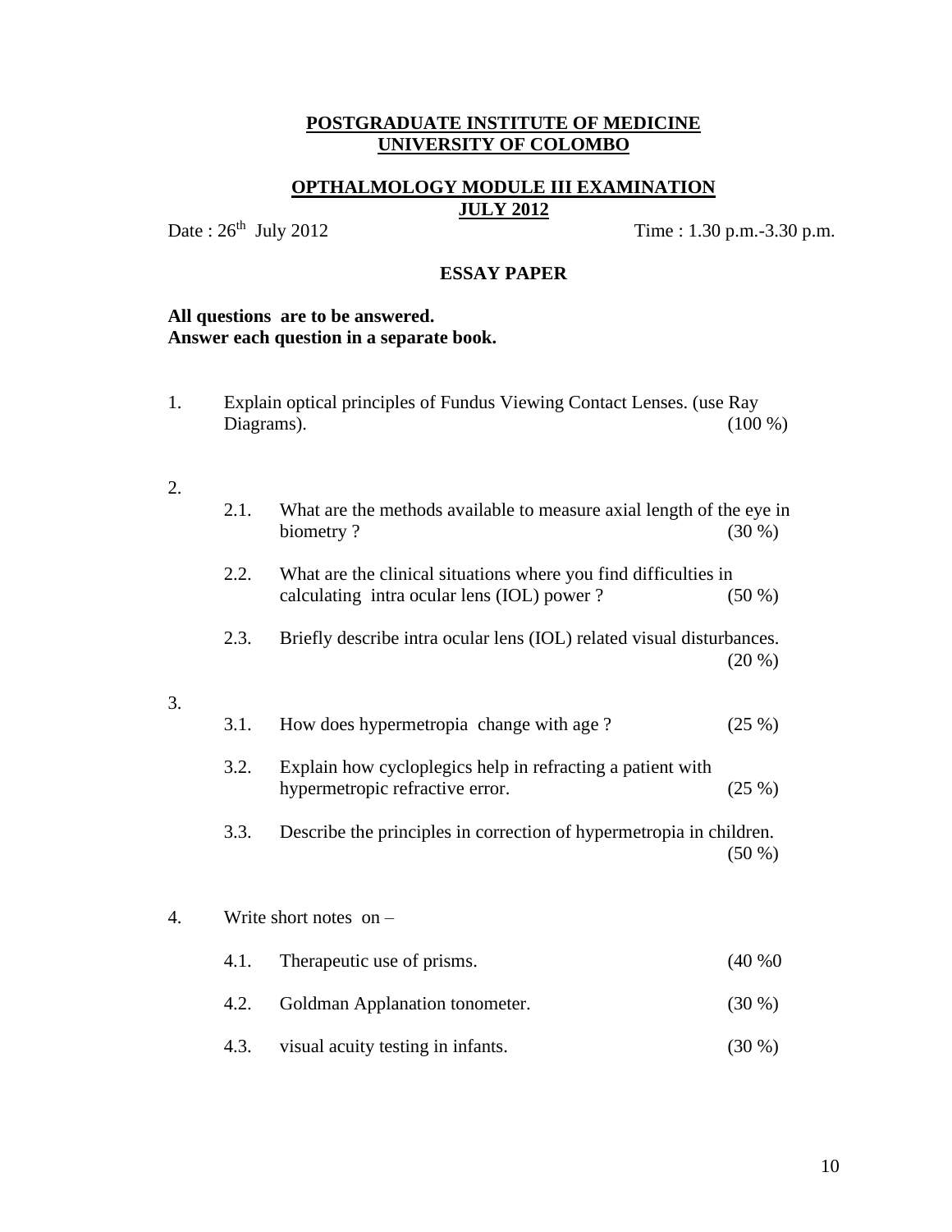**POSTGRADUATE INSTITUTE OF MEDICINE**
**UNIVERSITY OF COLOMBO**

**OPTHALMOLOGY MODULE III EXAMINATION**
**JULY 2012**

Date : 26th July 2012 Time : 1.30 p.m.-3.30 p.m.

**ESSAY PAPER**

**All questions are to be answered.**
**Answer each question in a separate book.**

1. Explain optical principles of Fundus Viewing Contact Lenses. (use Ray Diagrams). (100 %)

2.
   - 2.1. What are the methods available to measure axial length of the eye in biometry ? (30 %)
   - 2.2. What are the clinical situations where you find difficulties in calculating intra ocular lens (IOL) power ? (50 %)
   - 2.3. Briefly describe intra ocular lens (IOL) related visual disturbances. (20 %)

3.
   - 3.1. How does hypermetropia change with age ? (25 %)
   - 3.2. Explain how cycloplegics help in refracting a patient with hypermetropic refractive error. (25 %)
   - 3.3. Describe the principles in correction of hypermetropia in children. (50 %)

4. Write short notes on –
   - 4.1. Therapeutic use of prisms. (40 %0
   - 4.2. Goldman Applanation tonometer. (30 %)
   - 4.3. visual acuity testing in infants. (30 %)